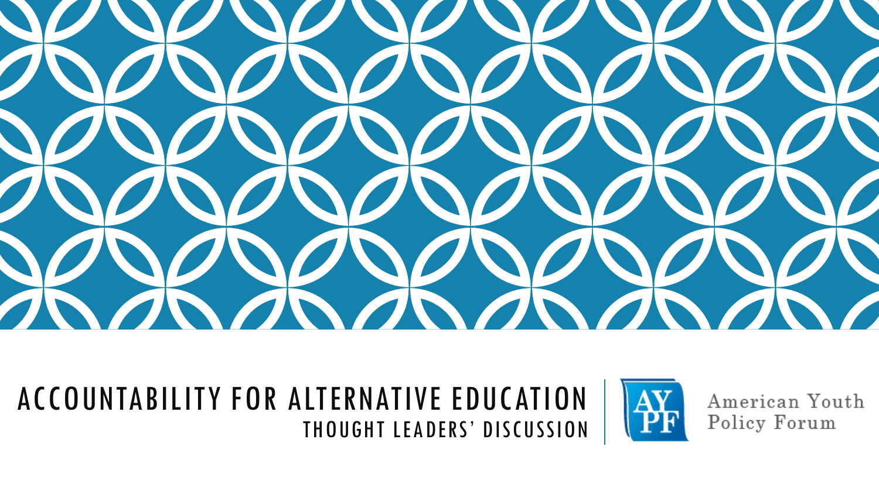# ACCOUNTABILITY FOR ALTERNATIVE EDUCATION

## THOUGHT LEADERS' DISCUSSION

American Youth Policy Forum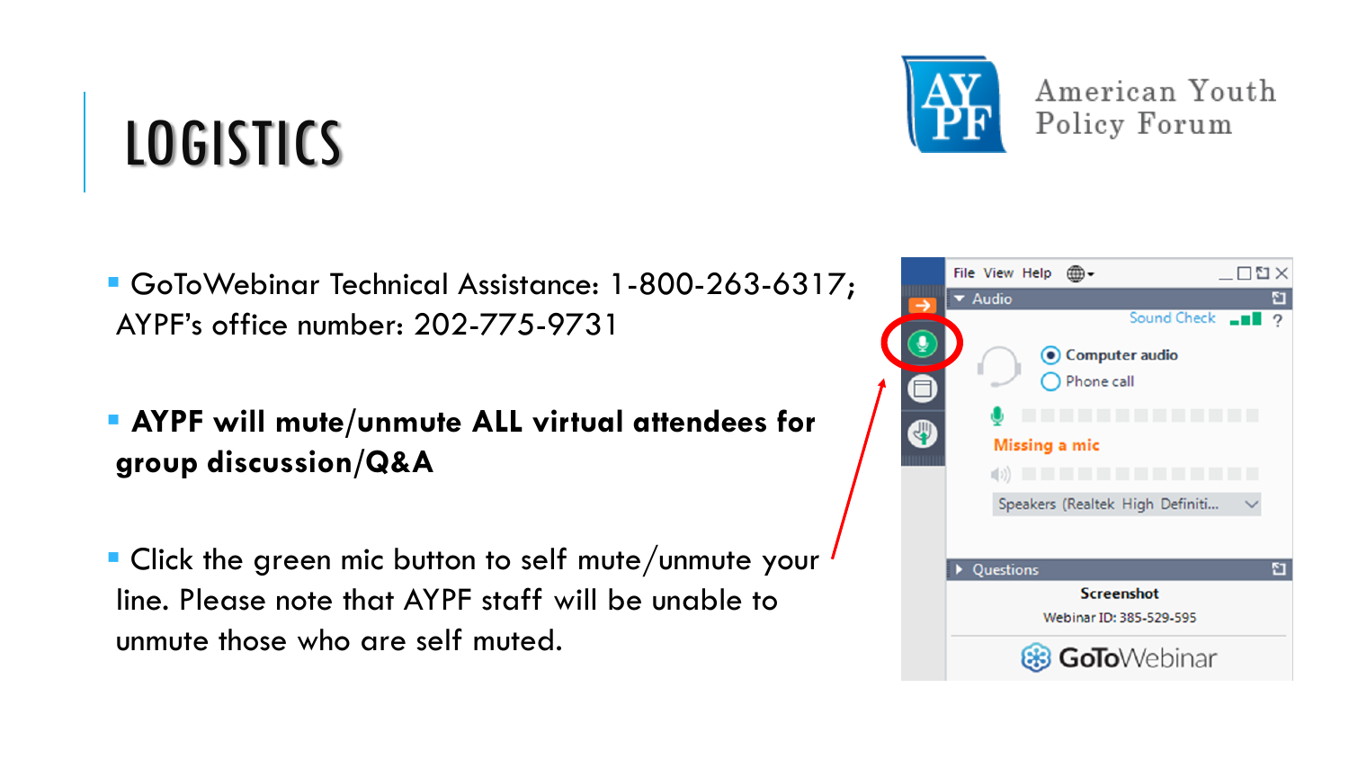# LOGISTICS

American Youth Policy Forum

- GoToWebinar Technical Assistance: 1-800-263-6317; AYPF's office number: 202-775-9731
- **AYPF will mute/unmute ALL virtual attendees for group discussion/Q&A**
- Click the green mic button to self mute/unmute your line. Please note that AYPF staff will be unable to unmute those who are self muted.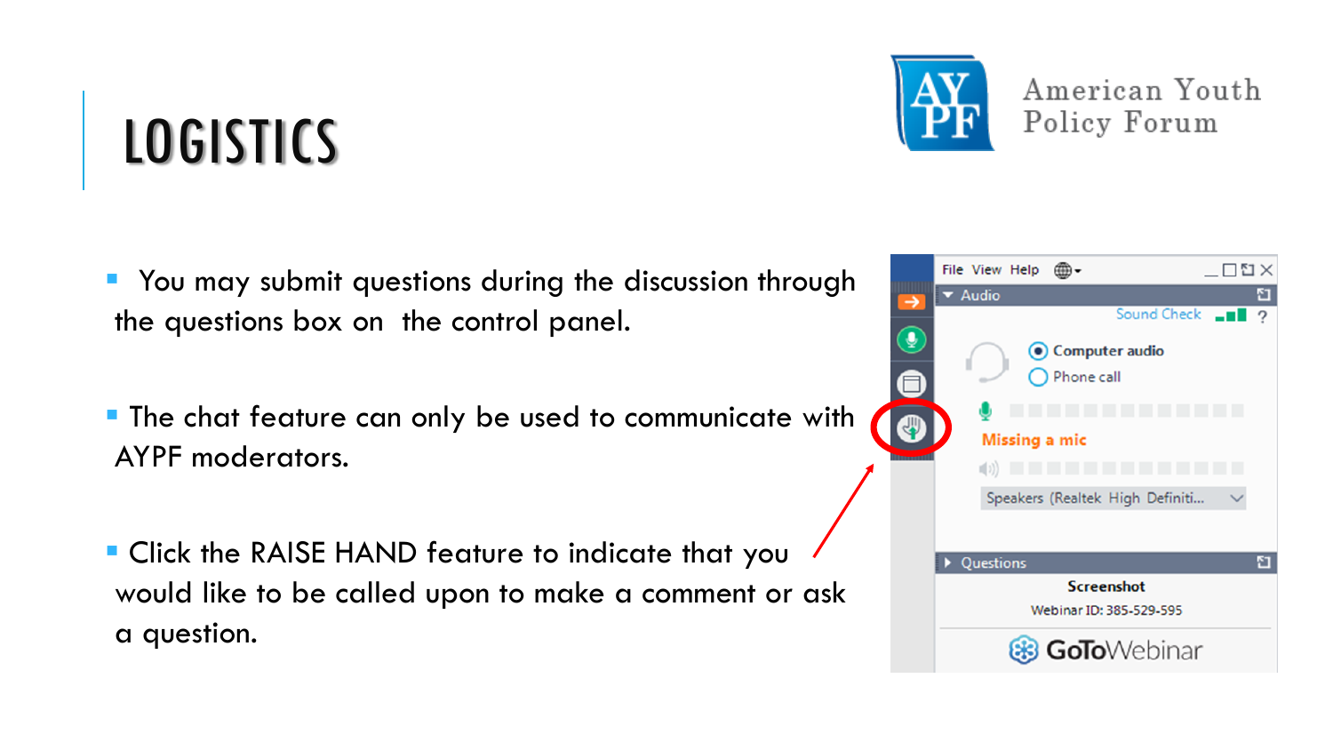# LOGISTICS

American Youth Policy Forum

- You may submit questions during the discussion through the questions box on the control panel.
- The chat feature can only be used to communicate with AYPF moderators.
- Click the RAISE HAND feature to indicate that you would like to be called upon to make a comment or ask a question.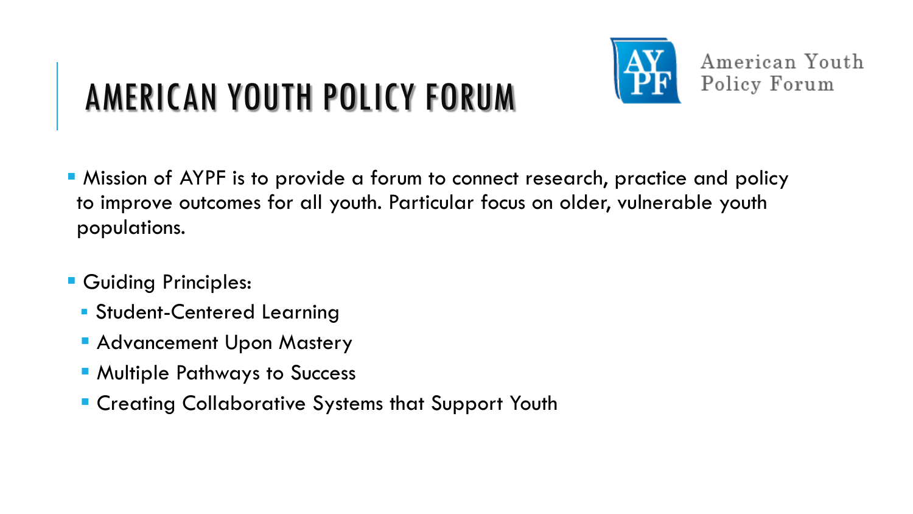# AMERICAN YOUTH POLICY FORUM

American Youth Policy Forum

- Mission of AYPF is to provide a forum to connect research, practice and policy to improve outcomes for all youth. Particular focus on older, vulnerable youth populations.
- Guiding Principles:
  - Student-Centered Learning
  - Advancement Upon Mastery
  - Multiple Pathways to Success
  - Creating Collaborative Systems that Support Youth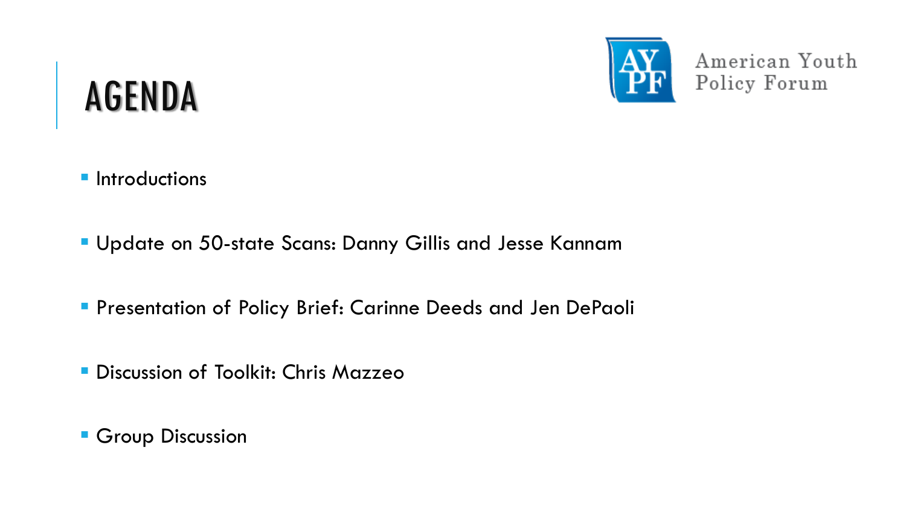# AGENDA

American Youth Policy Forum

- Introductions
- Update on 50-state Scans: Danny Gillis and Jesse Kannam
- Presentation of Policy Brief: Carinne Deeds and Jen DePaoli
- Discussion of Toolkit: Chris Mazzeo
- Group Discussion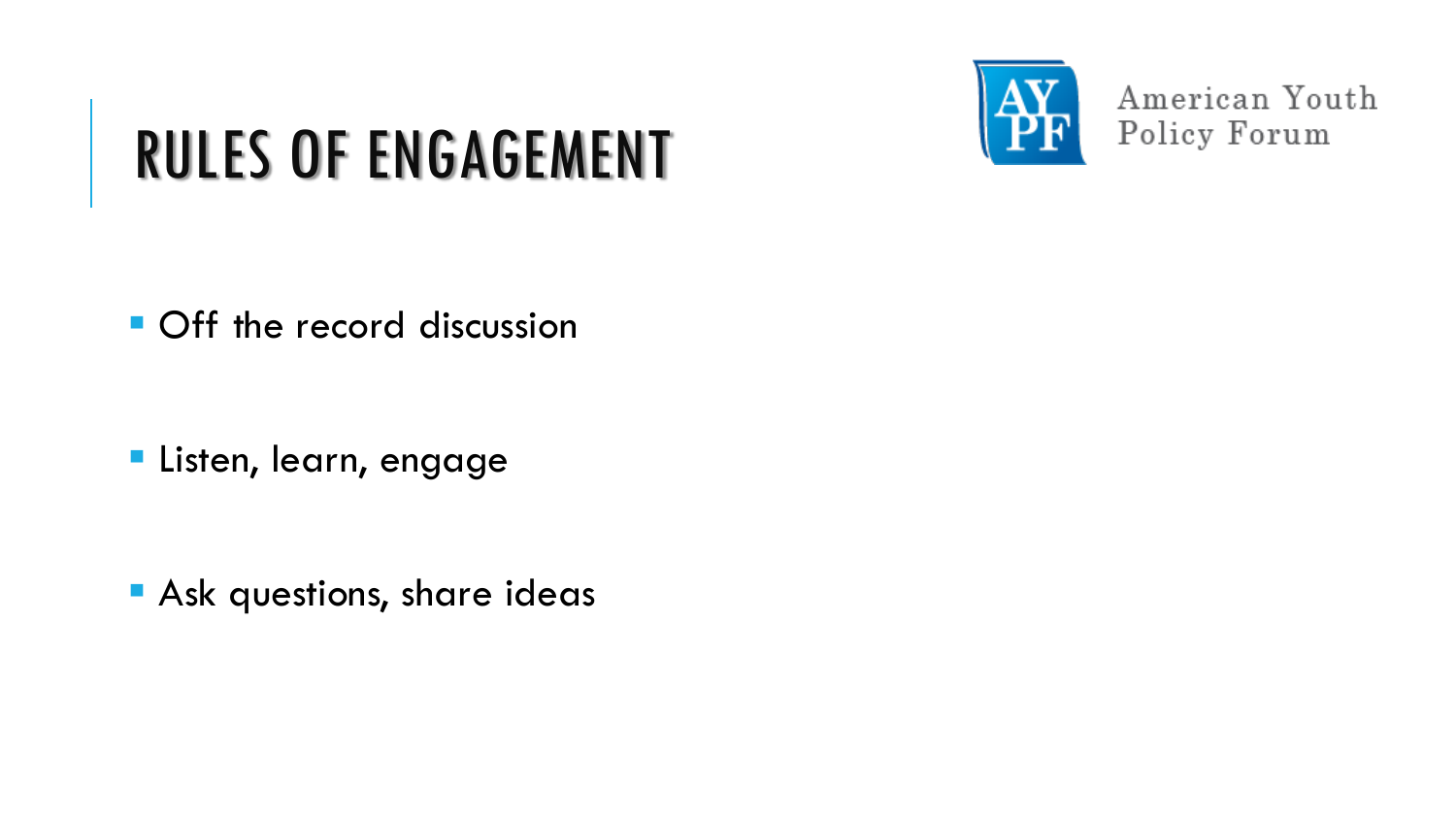# RULES OF ENGAGEMENT

American Youth Policy Forum

- Off the record discussion
- Listen, learn, engage
- Ask questions, share ideas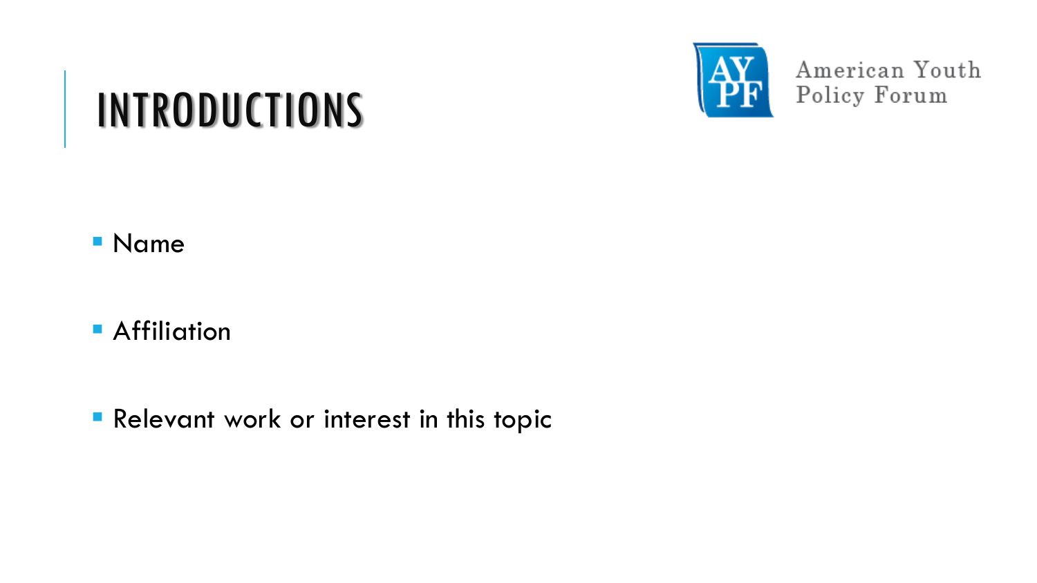# INTRODUCTIONS

American Youth Policy Forum

- Name
- Affiliation
- Relevant work or interest in this topic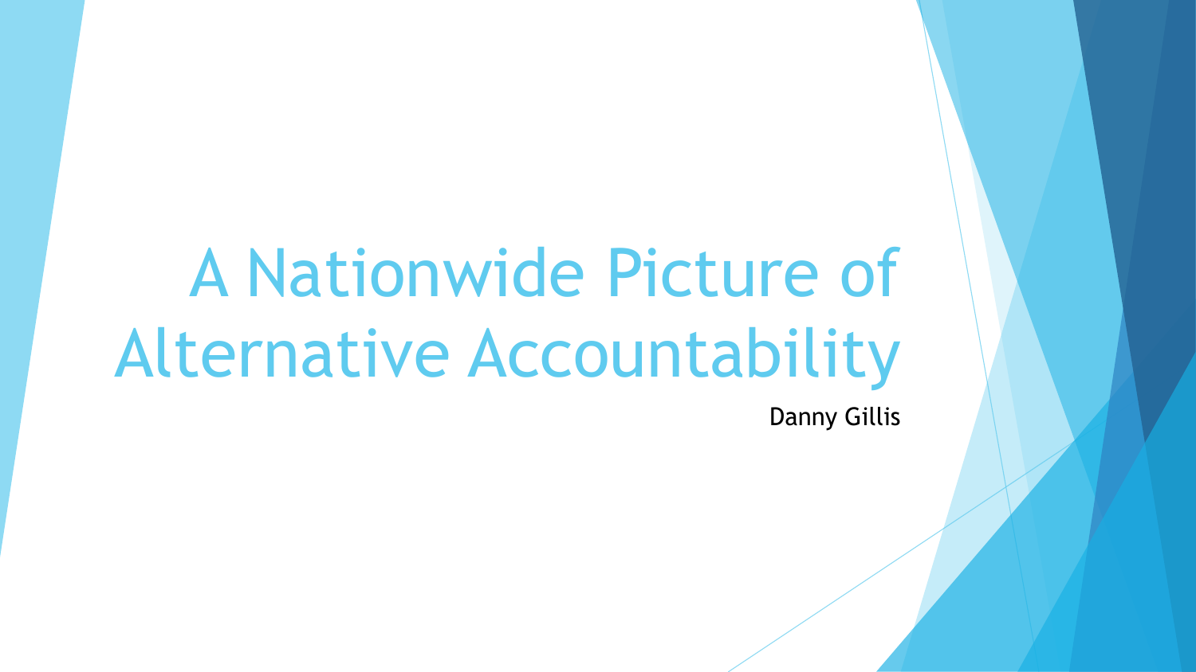# A Nationwide Picture of Alternative Accountability

Danny Gillis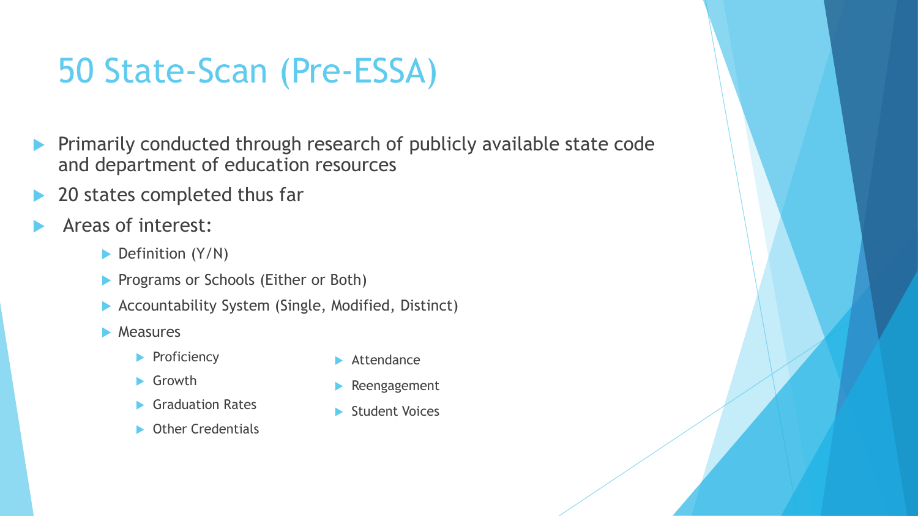# 50 State-Scan (Pre-ESSA)

- Primarily conducted through research of publicly available state code and department of education resources
- 20 states completed thus far
- Areas of interest:
  - Definition (Y/N)
  - Programs or Schools (Either or Both)
  - Accountability System (Single, Modified, Distinct)
  - Measures
    - Proficiency
    - Growth
    - Graduation Rates
    - Other Credentials
    - Attendance
    - Reengagement
    - Student Voices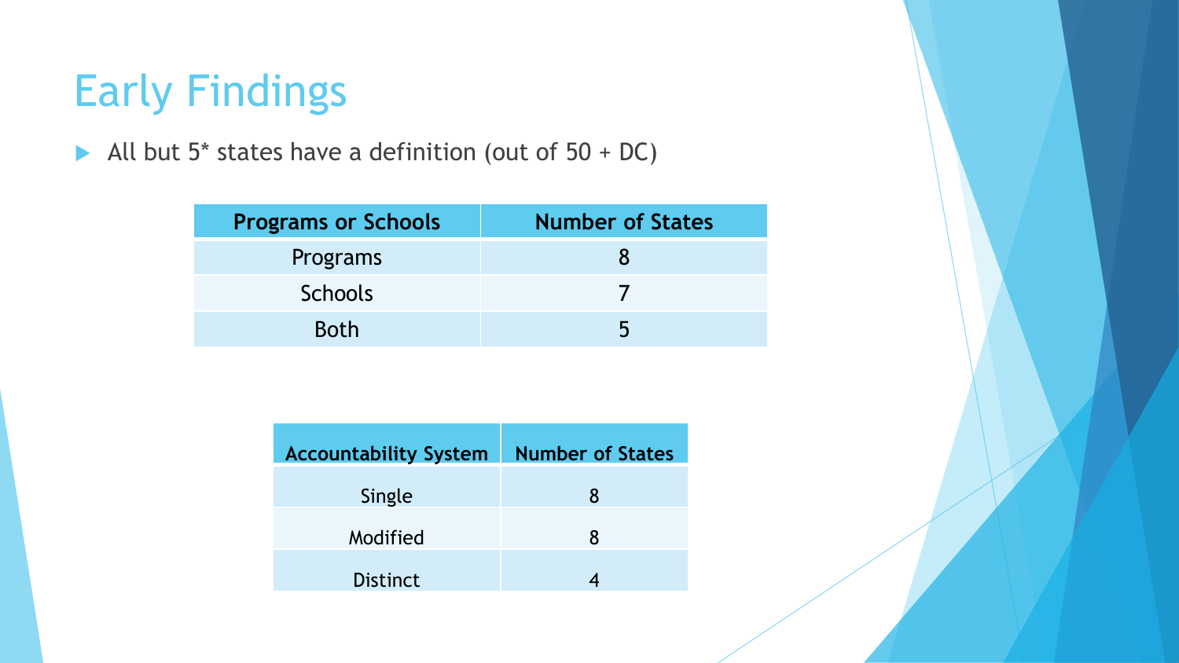# Early Findings

- All but 5* states have a definition (out of 50 + DC)

| Programs or Schools | Number of States |
|---|---|
| Programs | 8 |
| Schools | 7 |
| Both | 5 |

| Accountability System | Number of States |
|---|---|
| Single | 8 |
| Modified | 8 |
| Distinct | 4 |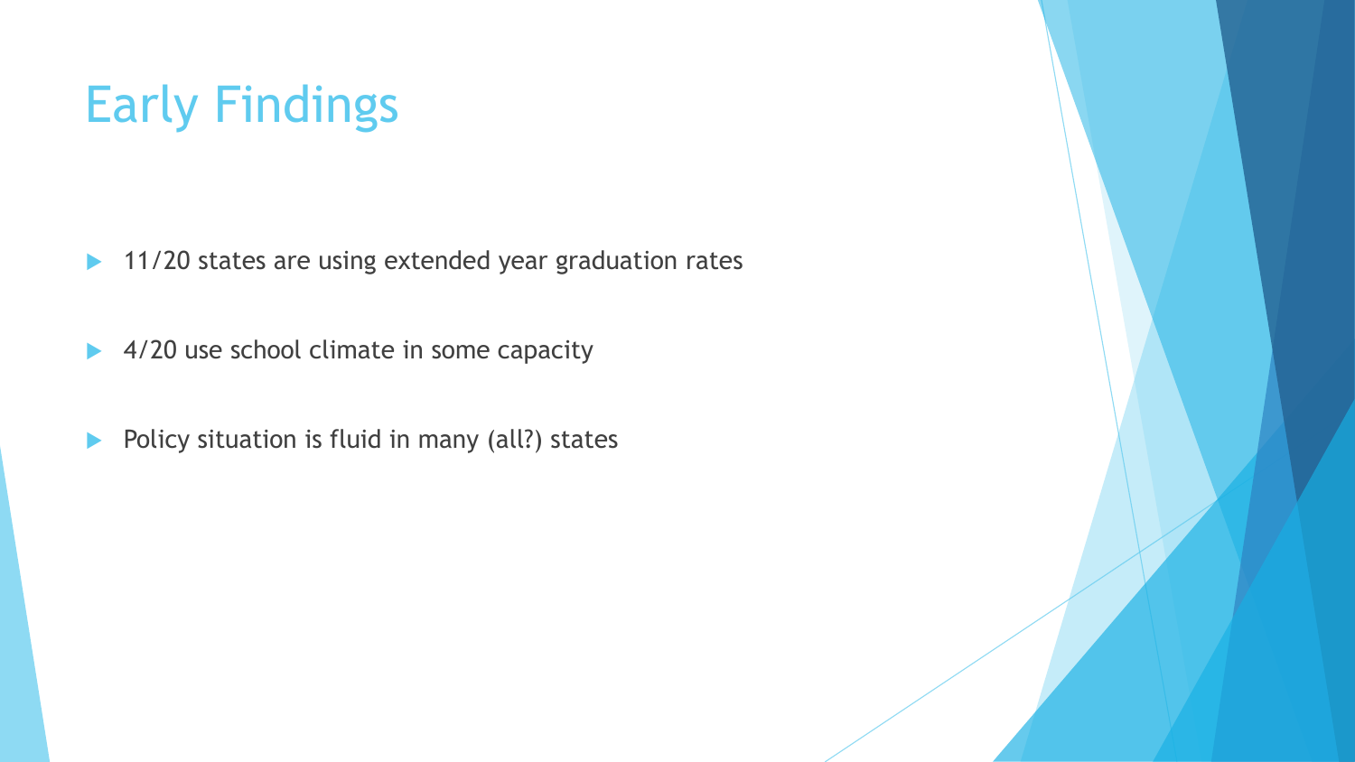# Early Findings

- 11/20 states are using extended year graduation rates
- 4/20 use school climate in some capacity
- Policy situation is fluid in many (all?) states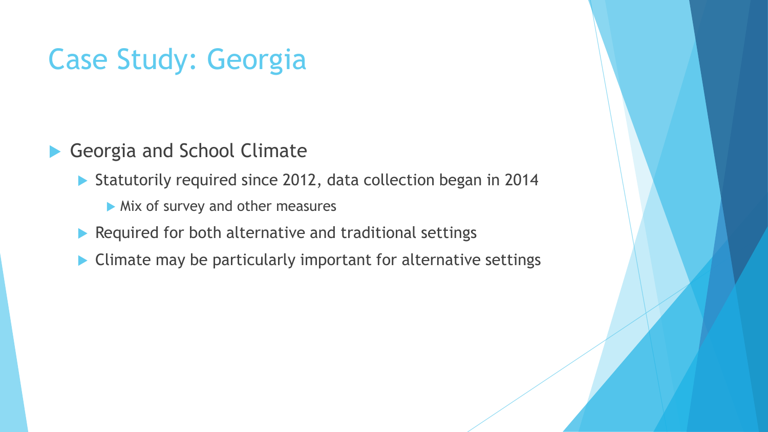# Case Study: Georgia

- Georgia and School Climate
  - Statutorily required since 2012, data collection began in 2014
    - Mix of survey and other measures
  - Required for both alternative and traditional settings
  - Climate may be particularly important for alternative settings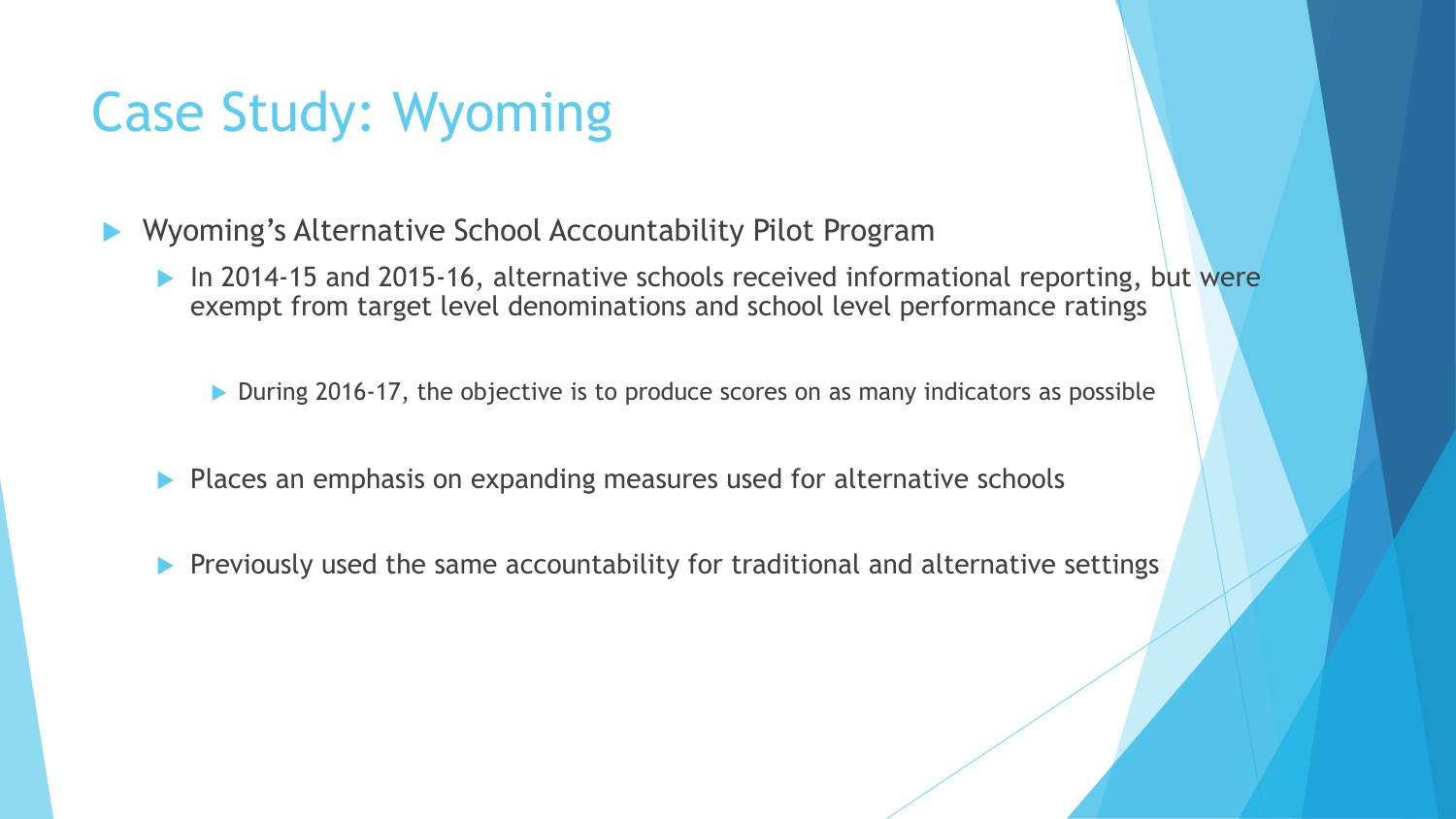# Case Study: Wyoming

- Wyoming's Alternative School Accountability Pilot Program
  - In 2014-15 and 2015-16, alternative schools received informational reporting, but were exempt from target level denominations and school level performance ratings
    - During 2016-17, the objective is to produce scores on as many indicators as possible
  - Places an emphasis on expanding measures used for alternative schools
  - Previously used the same accountability for traditional and alternative settings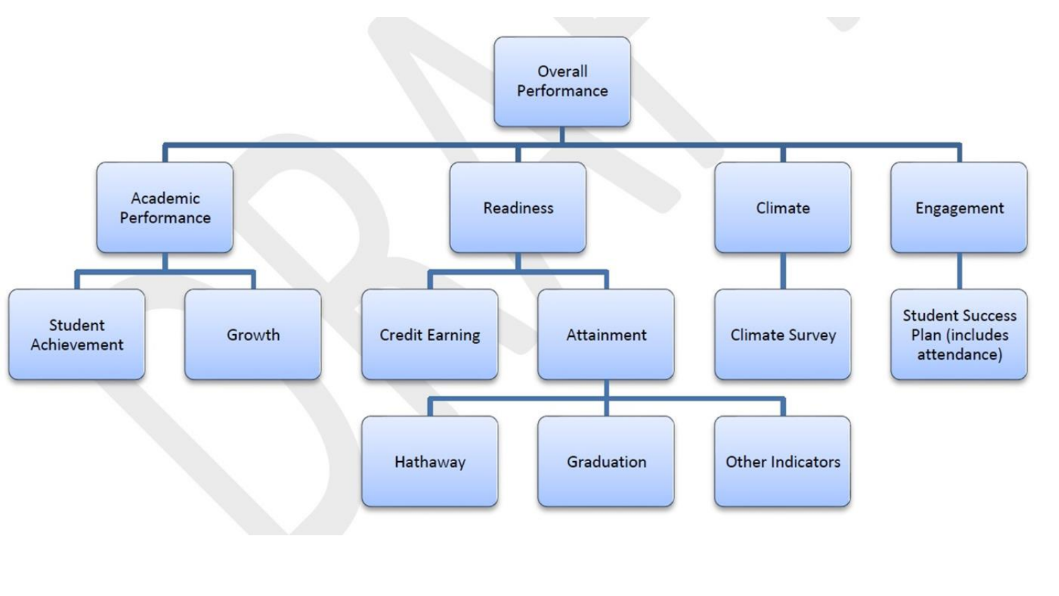- Overall Performance
  - Academic Performance
    - Student Achievement
    - Growth
  - Readiness
    - Credit Earning
    - Attainment
      - Hathaway
      - Graduation
      - Other Indicators
  - Climate
    - Climate Survey
  - Engagement
    - Student Success Plan (includes attendance)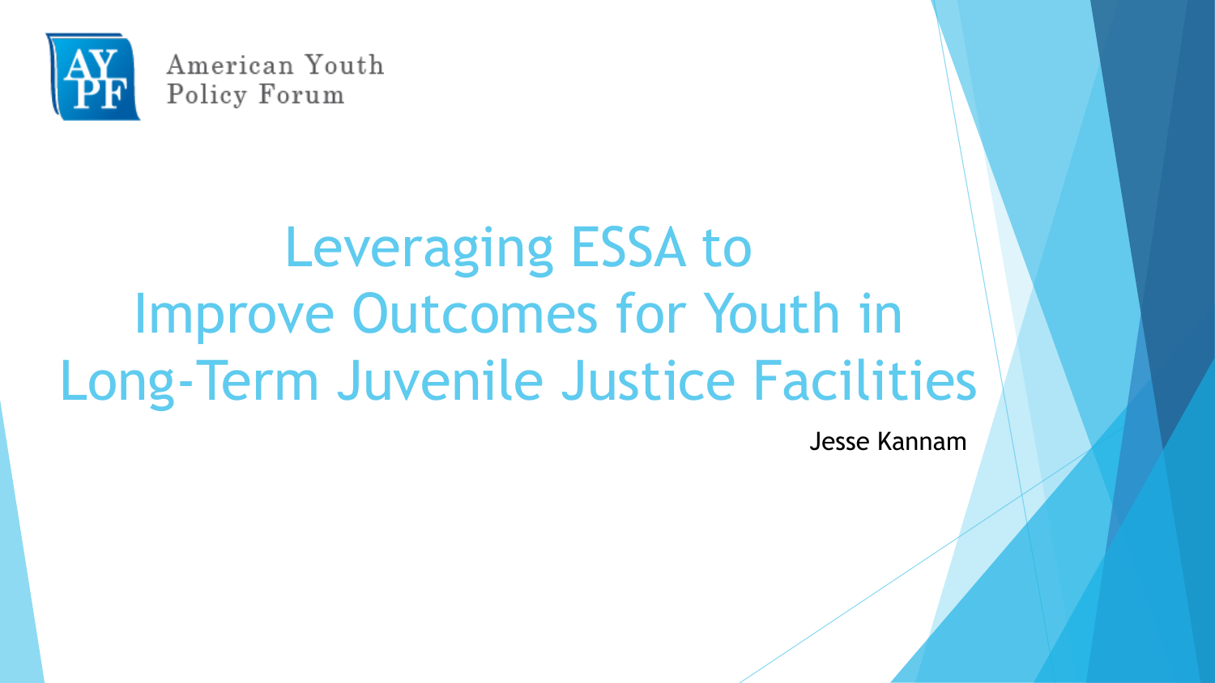American Youth Policy Forum

# Leveraging ESSA to Improve Outcomes for Youth in Long-Term Juvenile Justice Facilities

Jesse Kannam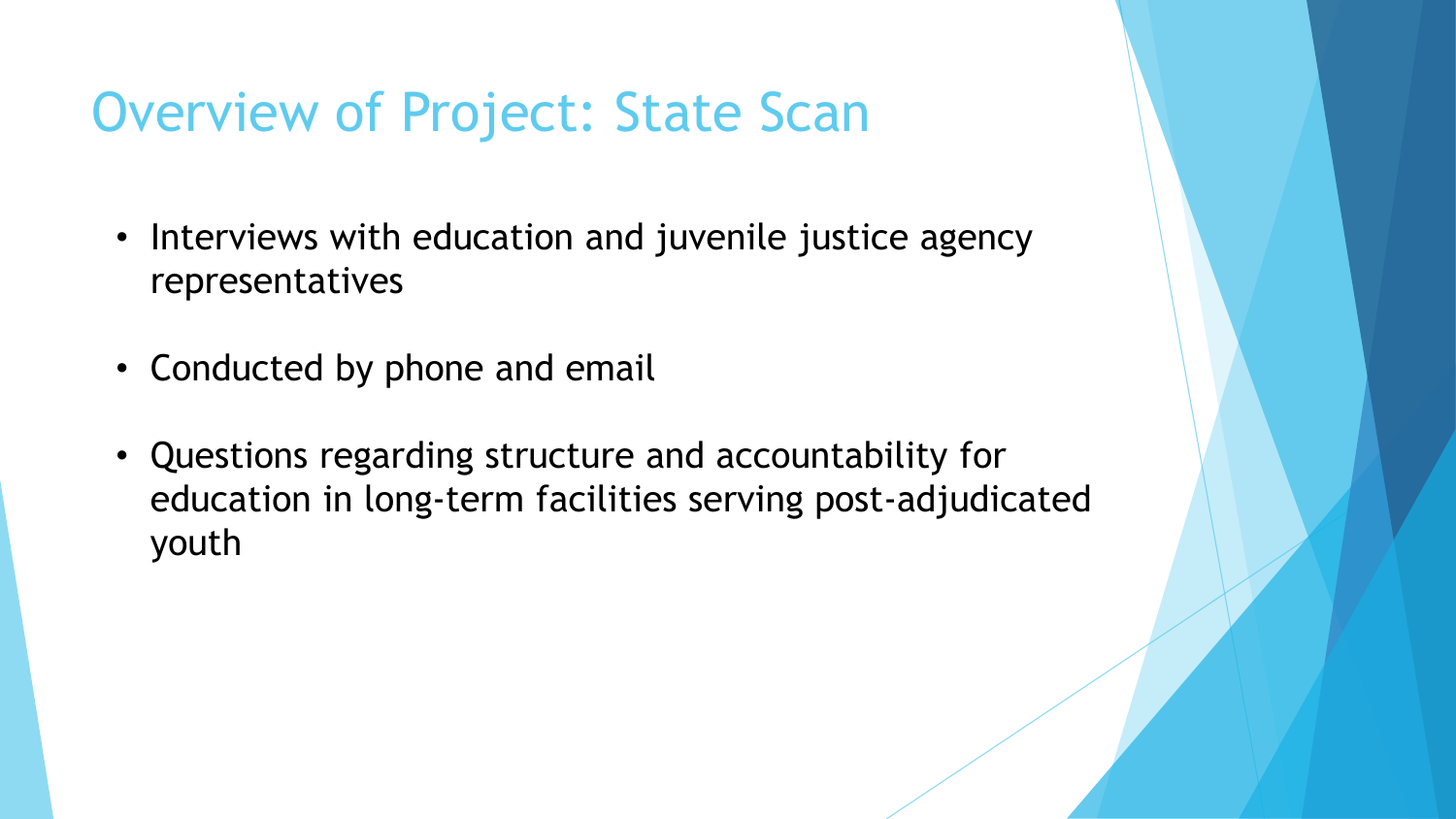# Overview of Project: State Scan

- Interviews with education and juvenile justice agency representatives
- Conducted by phone and email
- Questions regarding structure and accountability for education in long-term facilities serving post-adjudicated youth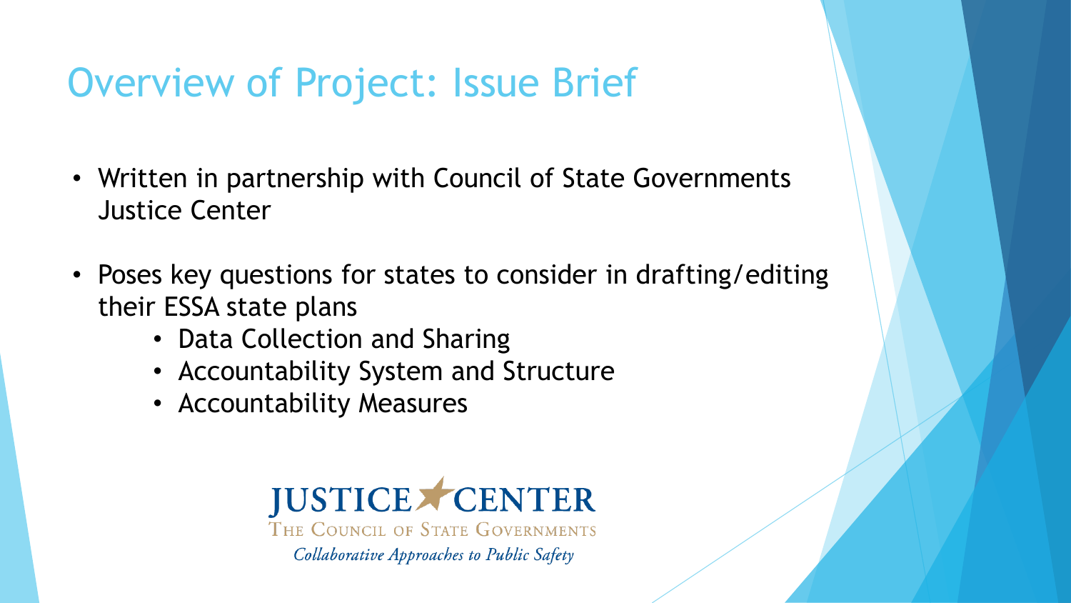# Overview of Project: Issue Brief

- Written in partnership with Council of State Governments Justice Center
- Poses key questions for states to consider in drafting/editing their ESSA state plans
  - Data Collection and Sharing
  - Accountability System and Structure
  - Accountability Measures

JUSTICE CENTER
THE COUNCIL OF STATE GOVERNMENTS
*Collaborative Approaches to Public Safety*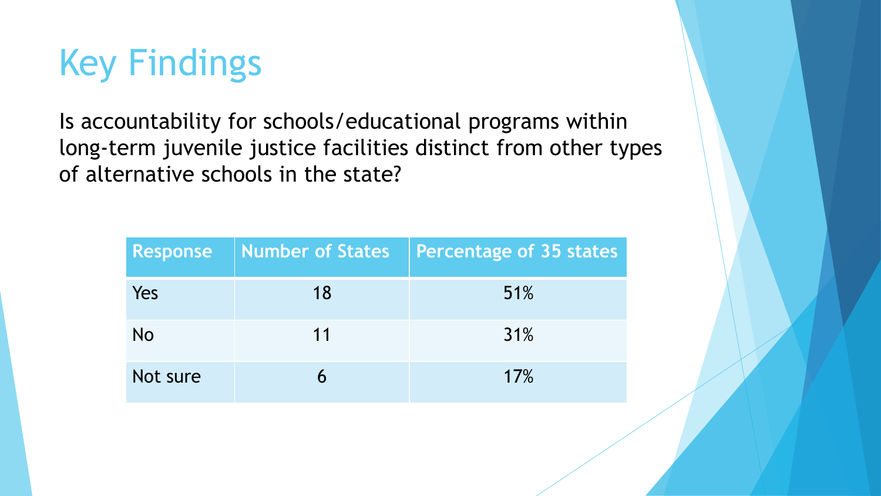# Key Findings

Is accountability for schools/educational programs within long-term juvenile justice facilities distinct from other types of alternative schools in the state?

| Response | Number of States | Percentage of 35 states |
|---|---|---|
| Yes | 18 | 51% |
| No | 11 | 31% |
| Not sure | 6 | 17% |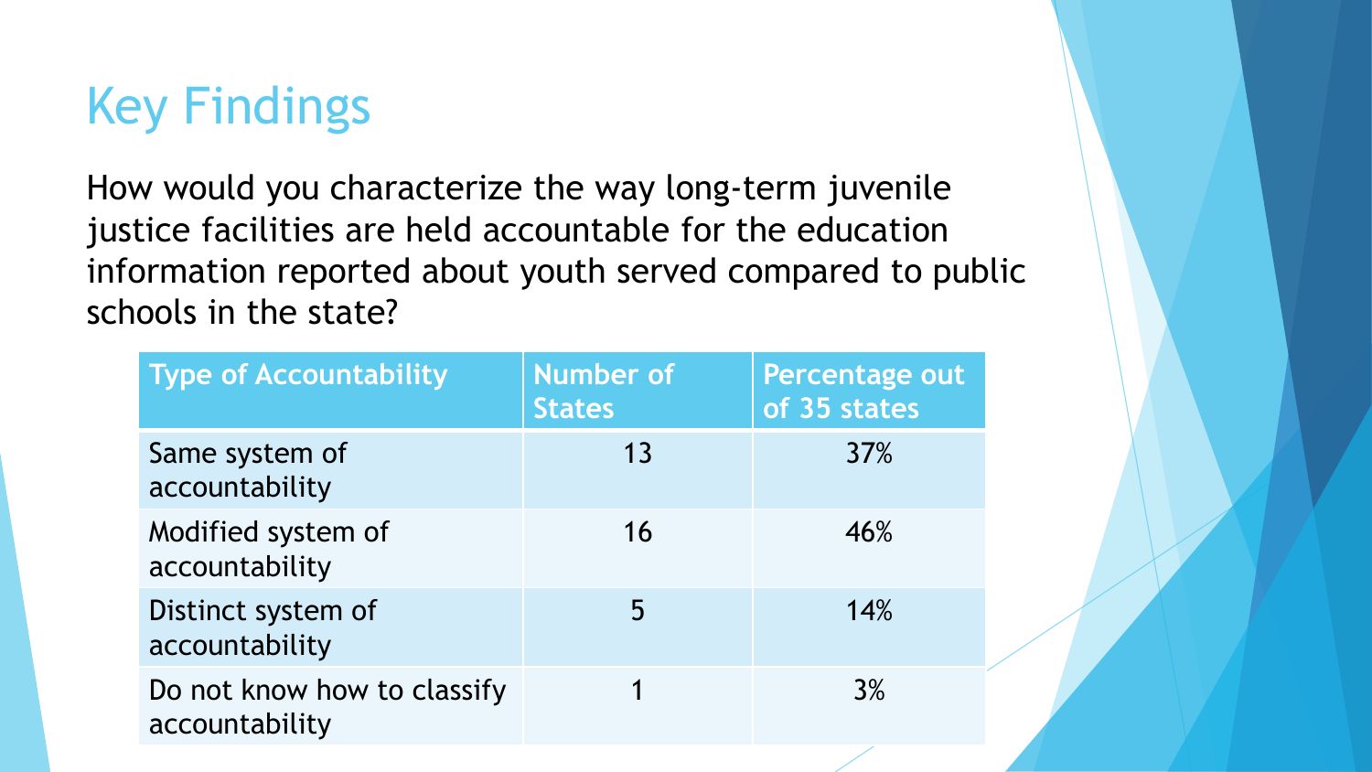# Key Findings

How would you characterize the way long-term juvenile justice facilities are held accountable for the education information reported about youth served compared to public schools in the state?

| Type of Accountability | Number of States | Percentage out of 35 states |
|---|---|---|
| Same system of accountability | 13 | 37% |
| Modified system of accountability | 16 | 46% |
| Distinct system of accountability | 5 | 14% |
| Do not know how to classify accountability | 1 | 3% |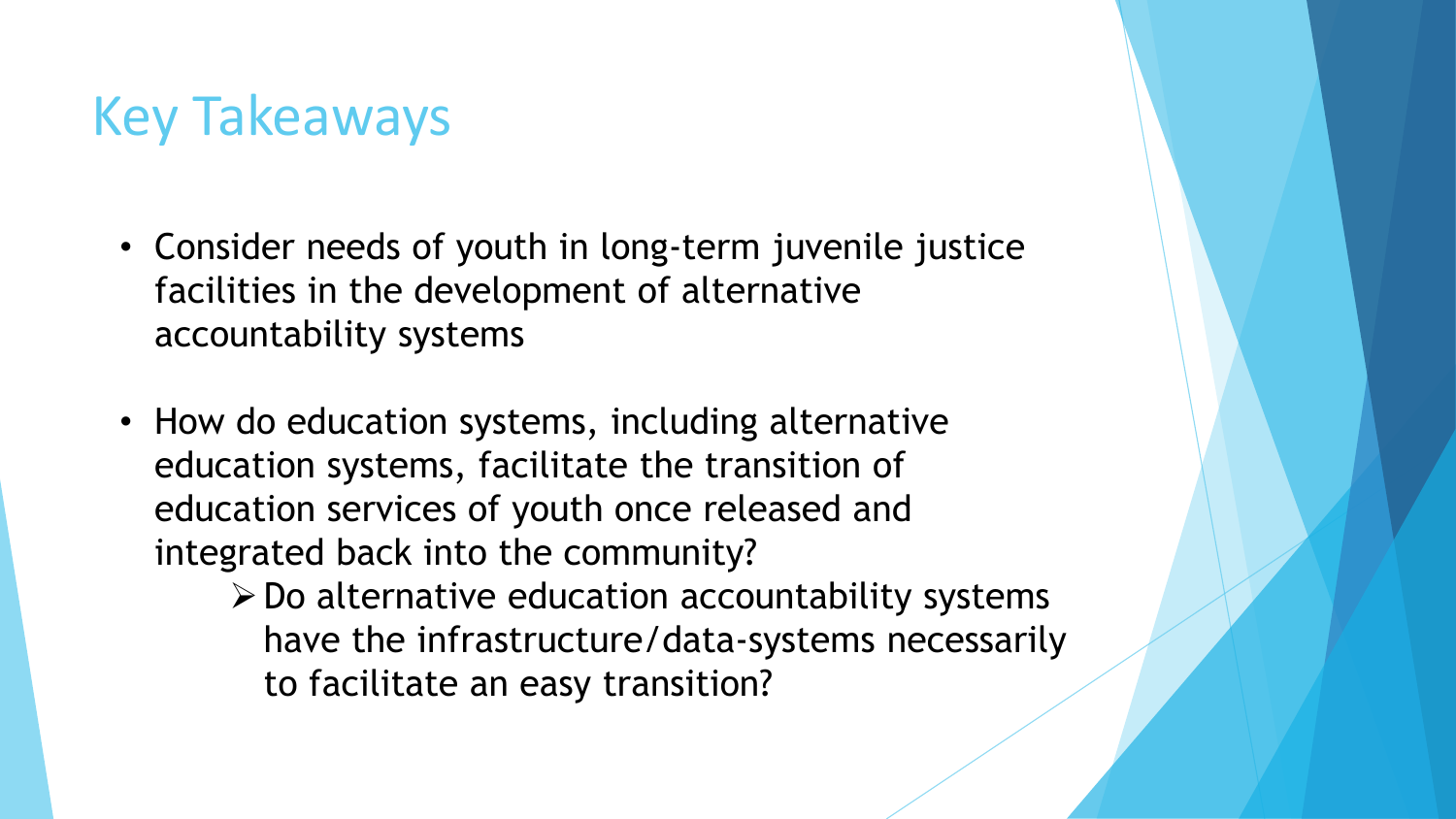# Key Takeaways

- Consider needs of youth in long-term juvenile justice facilities in the development of alternative accountability systems

- How do education systems, including alternative education systems, facilitate the transition of education services of youth once released and integrated back into the community?
  - Do alternative education accountability systems have the infrastructure/data-systems necessarily to facilitate an easy transition?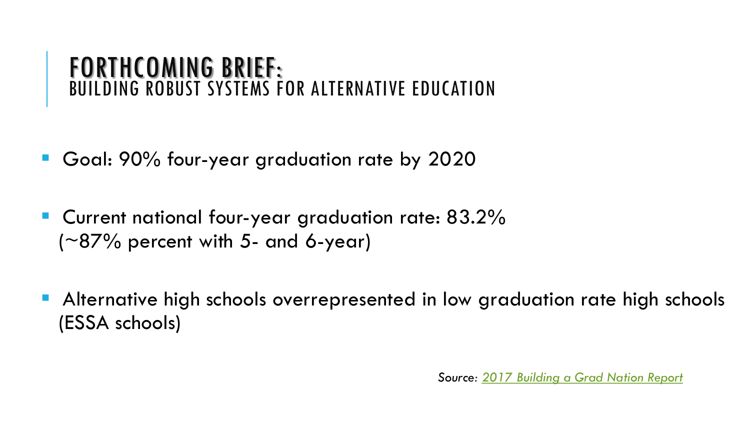# FORTHCOMING BRIEF:
## BUILDING ROBUST SYSTEMS FOR ALTERNATIVE EDUCATION

- Goal: 90% four-year graduation rate by 2020
- Current national four-year graduation rate: 83.2% (~87% percent with 5- and 6-year)
- Alternative high schools overrepresented in low graduation rate high schools (ESSA schools)

*Source: 2017 Building a Grad Nation Report*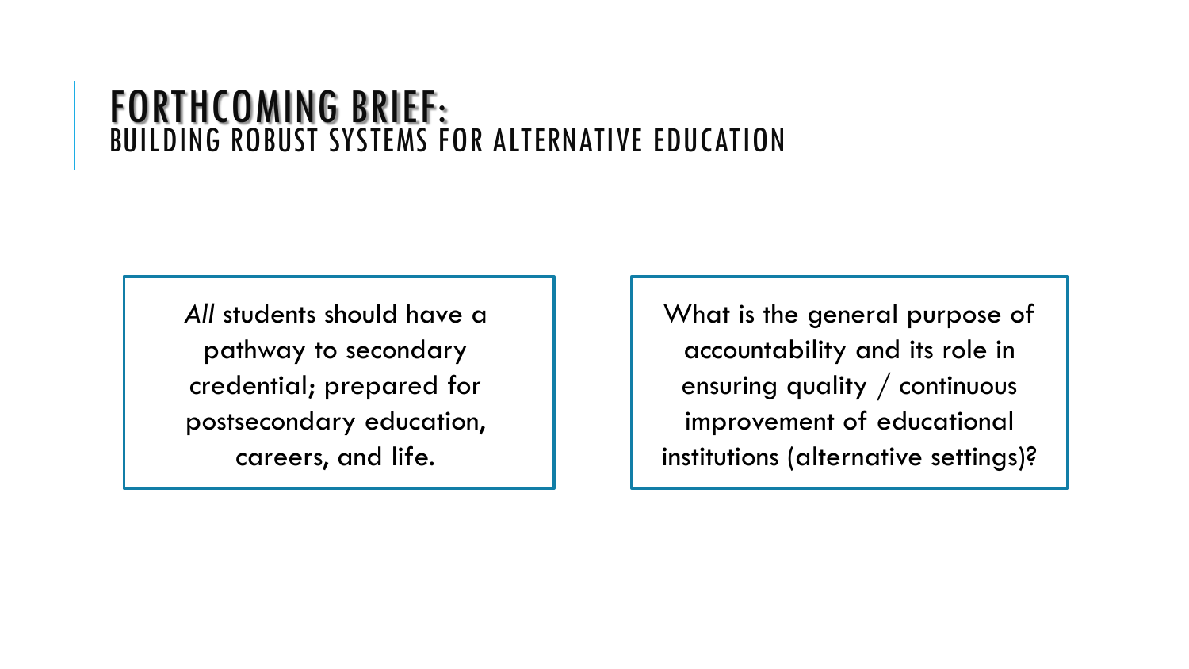# FORTHCOMING BRIEF:

## BUILDING ROBUST SYSTEMS FOR ALTERNATIVE EDUCATION

*All* students should have a pathway to secondary credential; prepared for postsecondary education, careers, and life.

What is the general purpose of accountability and its role in ensuring quality / continuous improvement of educational institutions (alternative settings)?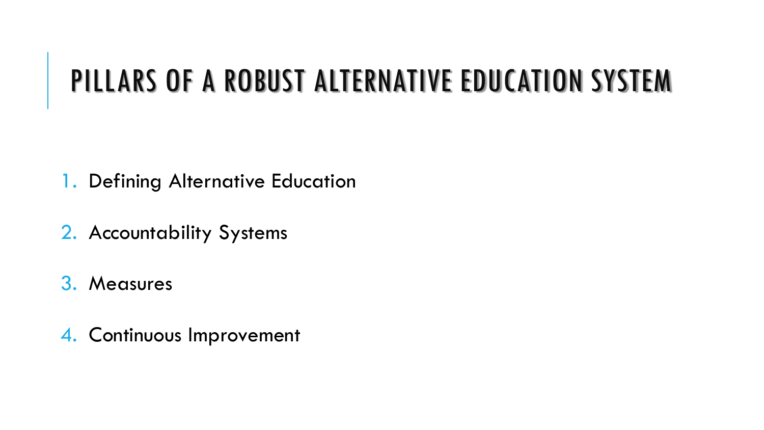# PILLARS OF A ROBUST ALTERNATIVE EDUCATION SYSTEM

1. Defining Alternative Education
2. Accountability Systems
3. Measures
4. Continuous Improvement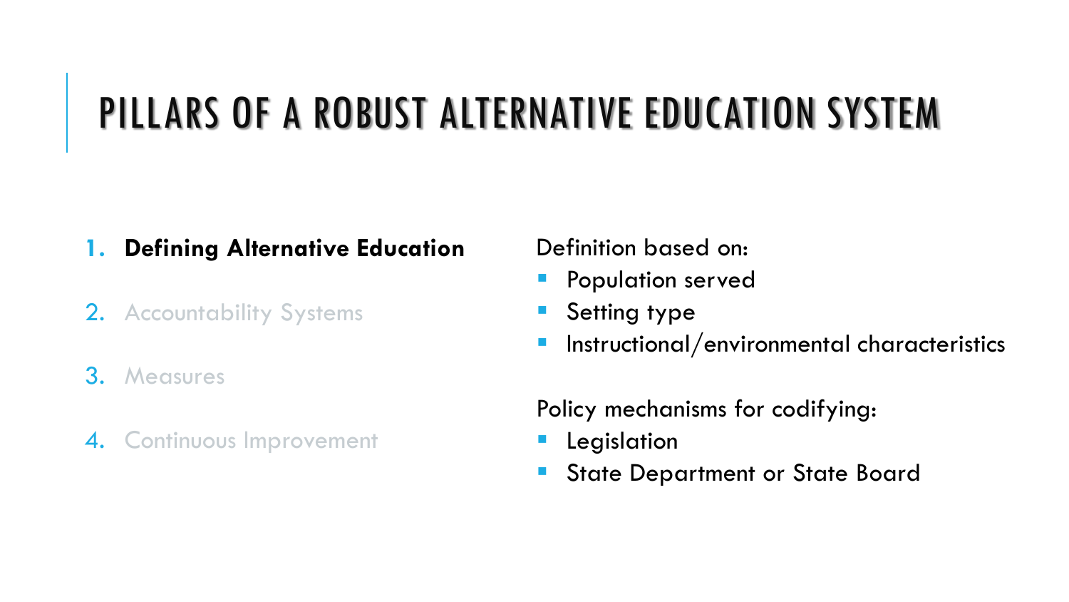# PILLARS OF A ROBUST ALTERNATIVE EDUCATION SYSTEM

1. **Defining Alternative Education**
2. Accountability Systems
3. Measures
4. Continuous Improvement

Definition based on:

- Population served
- Setting type
- Instructional/environmental characteristics

Policy mechanisms for codifying:

- Legislation
- State Department or State Board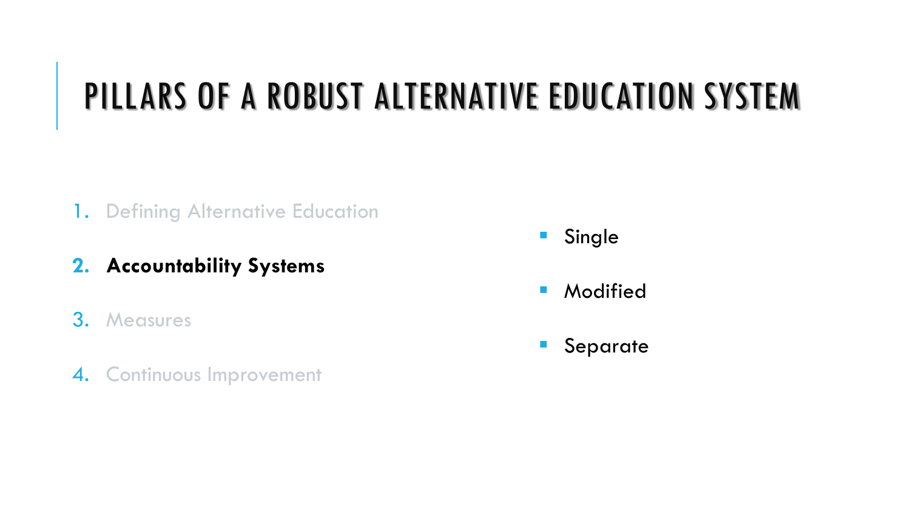# PILLARS OF A ROBUST ALTERNATIVE EDUCATION SYSTEM

1. Defining Alternative Education
2. **Accountability Systems**
3. Measures
4. Continuous Improvement

- Single
- Modified
- Separate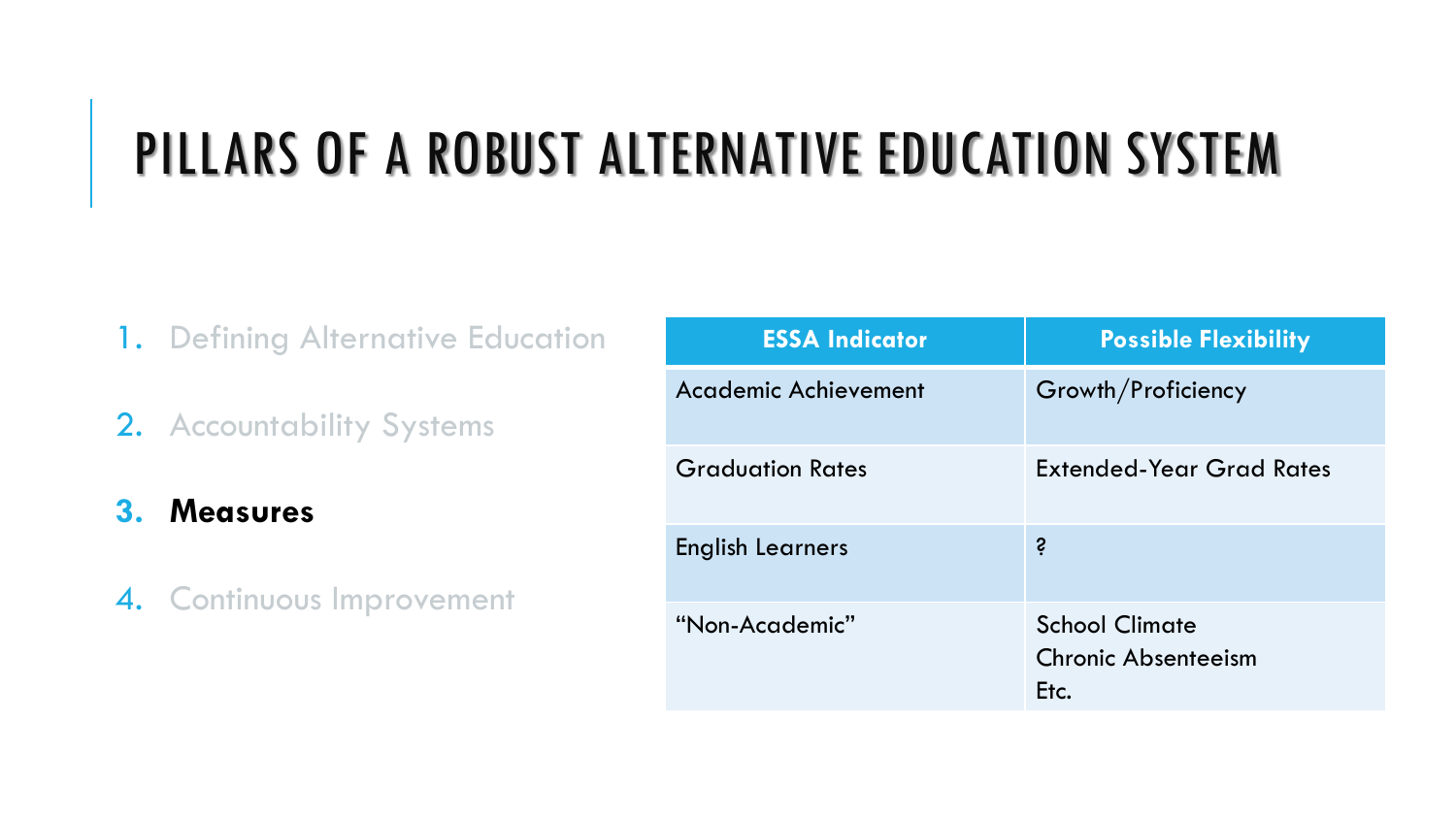# PILLARS OF A ROBUST ALTERNATIVE EDUCATION SYSTEM

1. Defining Alternative Education
2. Accountability Systems
3. **Measures**
4. Continuous Improvement

| ESSA Indicator | Possible Flexibility |
|---|---|
| Academic Achievement | Growth/Proficiency |
| Graduation Rates | Extended-Year Grad Rates |
| English Learners | ? |
| "Non-Academic" | School Climate<br>Chronic Absenteeism<br>Etc. |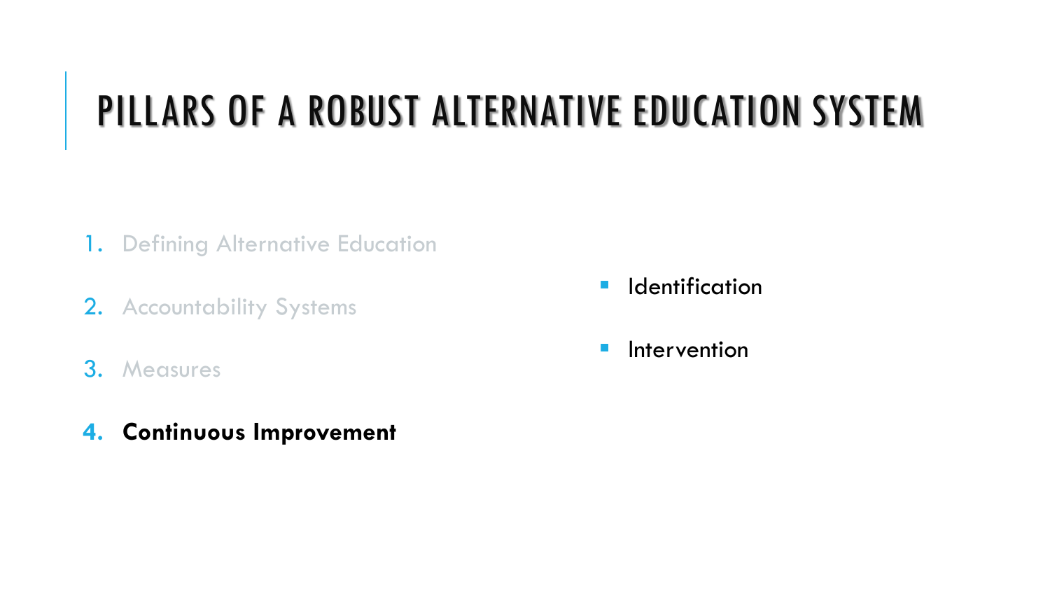# PILLARS OF A ROBUST ALTERNATIVE EDUCATION SYSTEM

1. Defining Alternative Education
2. Accountability Systems
3. Measures
4. **Continuous Improvement**

- Identification
- Intervention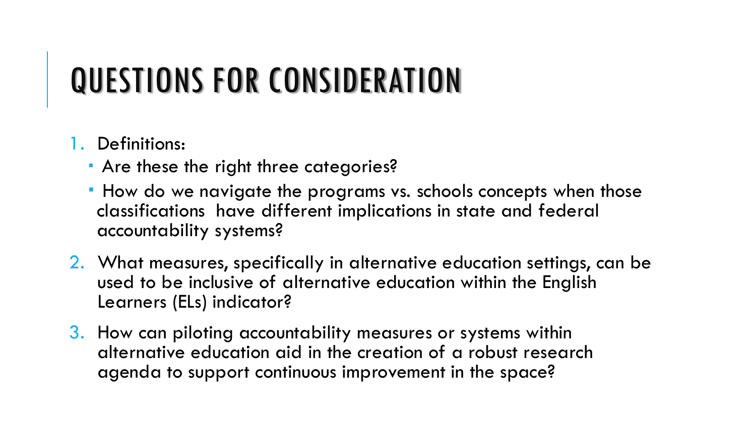# QUESTIONS FOR CONSIDERATION

1. Definitions:
   - Are these the right three categories?
   - How do we navigate the programs vs. schools concepts when those classifications have different implications in state and federal accountability systems?
2. What measures, specifically in alternative education settings, can be used to be inclusive of alternative education within the English Learners (ELs) indicator?
3. How can piloting accountability measures or systems within alternative education aid in the creation of a robust research agenda to support continuous improvement in the space?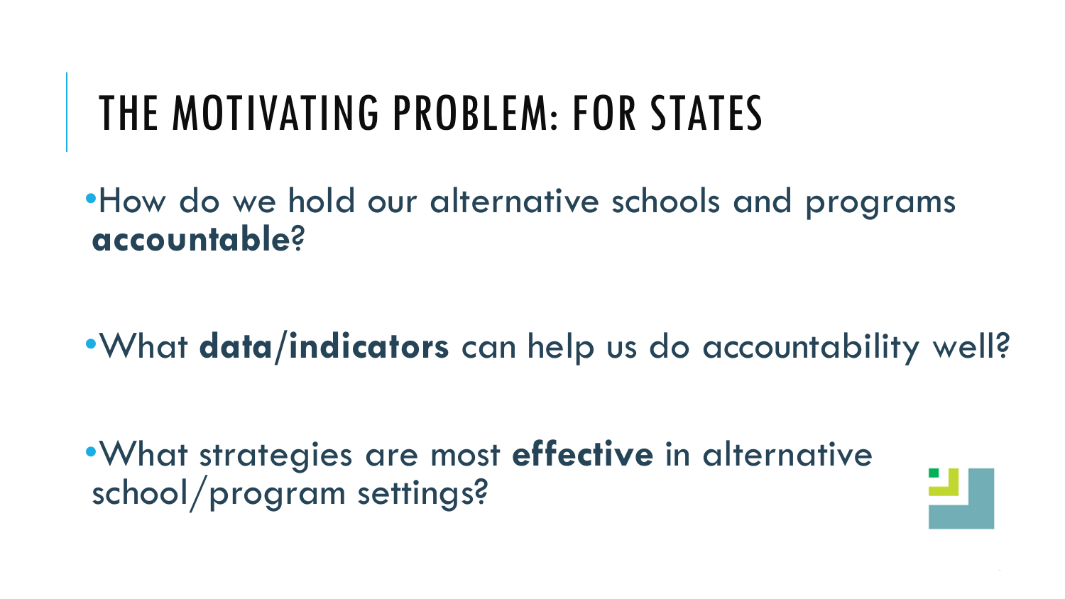# THE MOTIVATING PROBLEM: FOR STATES

- How do we hold our alternative schools and programs **accountable**?
- What **data/indicators** can help us do accountability well?
- What strategies are most **effective** in alternative school/program settings?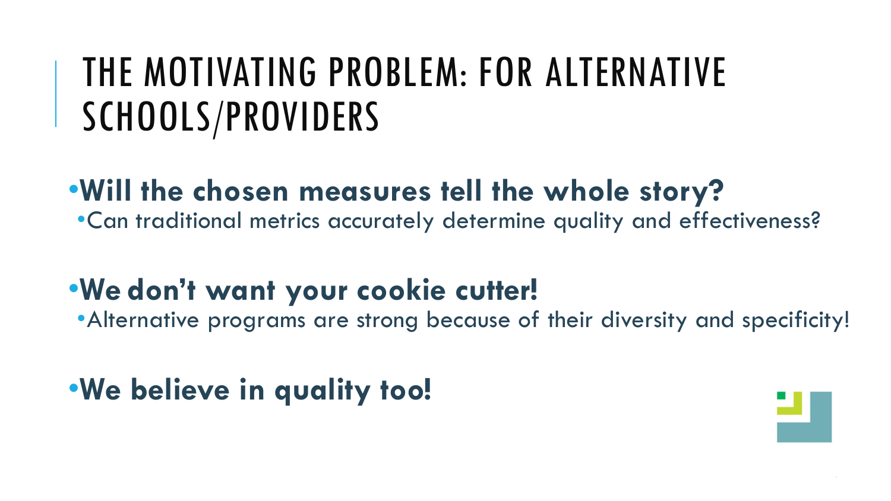# THE MOTIVATING PROBLEM: FOR ALTERNATIVE SCHOOLS/PROVIDERS

- **Will the chosen measures tell the whole story?**
  - Can traditional metrics accurately determine quality and effectiveness?
- **We don't want your cookie cutter!**
  - Alternative programs are strong because of their diversity and specificity!
- **We believe in quality too!**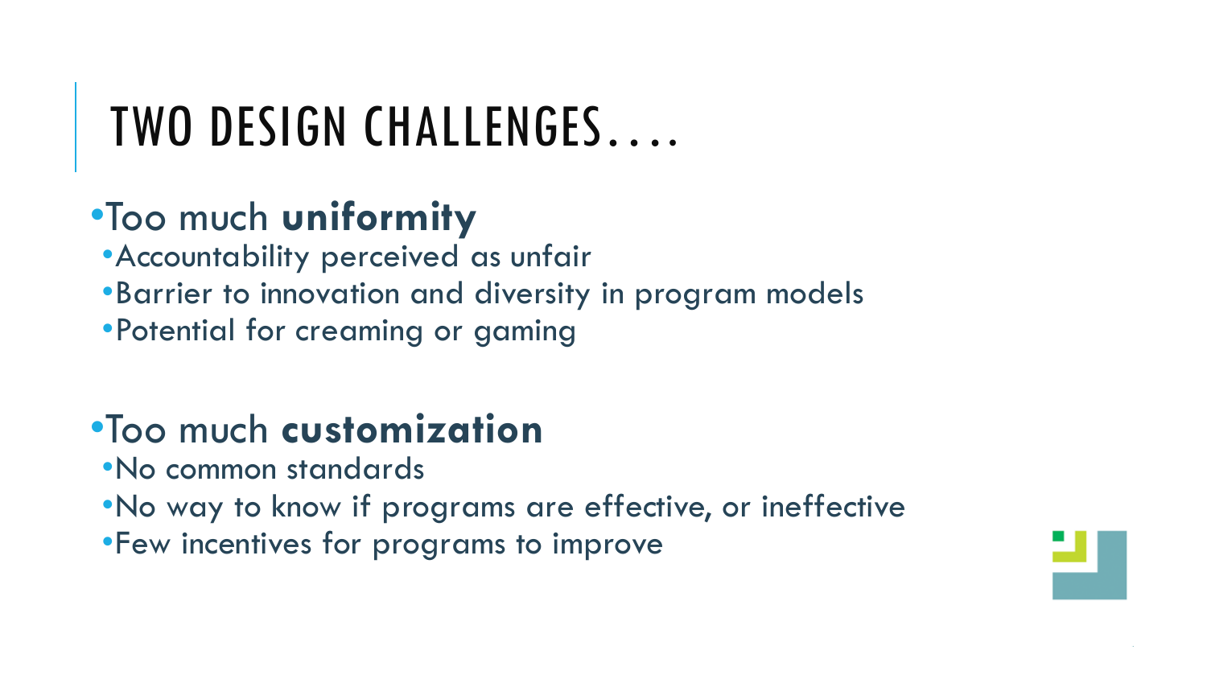# TWO DESIGN CHALLENGES….

- Too much **uniformity**
  - Accountability perceived as unfair
  - Barrier to innovation and diversity in program models
  - Potential for creaming or gaming

- Too much **customization**
  - No common standards
  - No way to know if programs are effective, or ineffective
  - Few incentives for programs to improve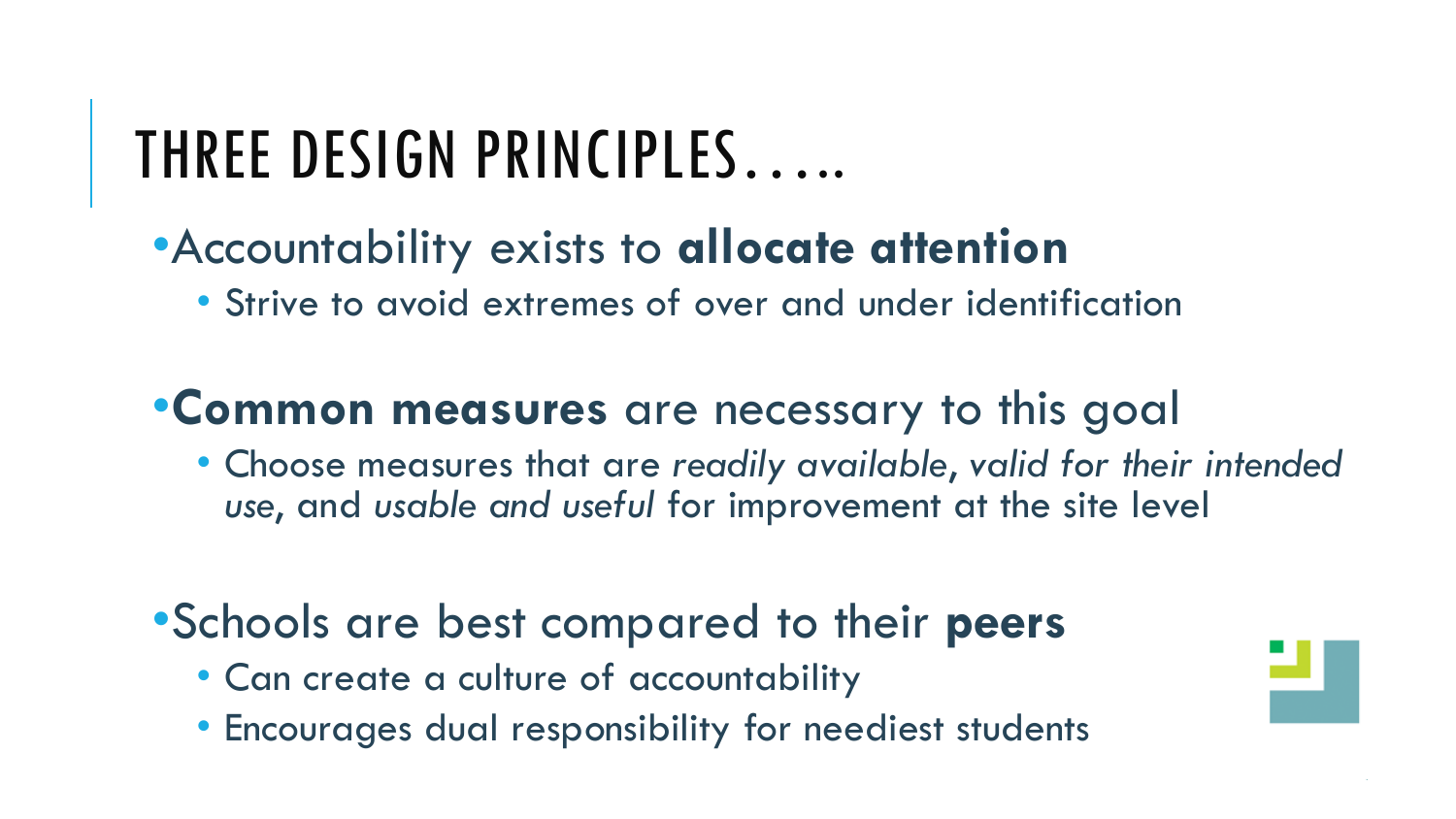# THREE DESIGN PRINCIPLES…..

- Accountability exists to **allocate attention**
  - Strive to avoid extremes of over and under identification

- **Common measures** are necessary to this goal
  - Choose measures that are *readily available*, *valid for their intended use*, and *usable and useful* for improvement at the site level

- Schools are best compared to their **peers**
  - Can create a culture of accountability
  - Encourages dual responsibility for neediest students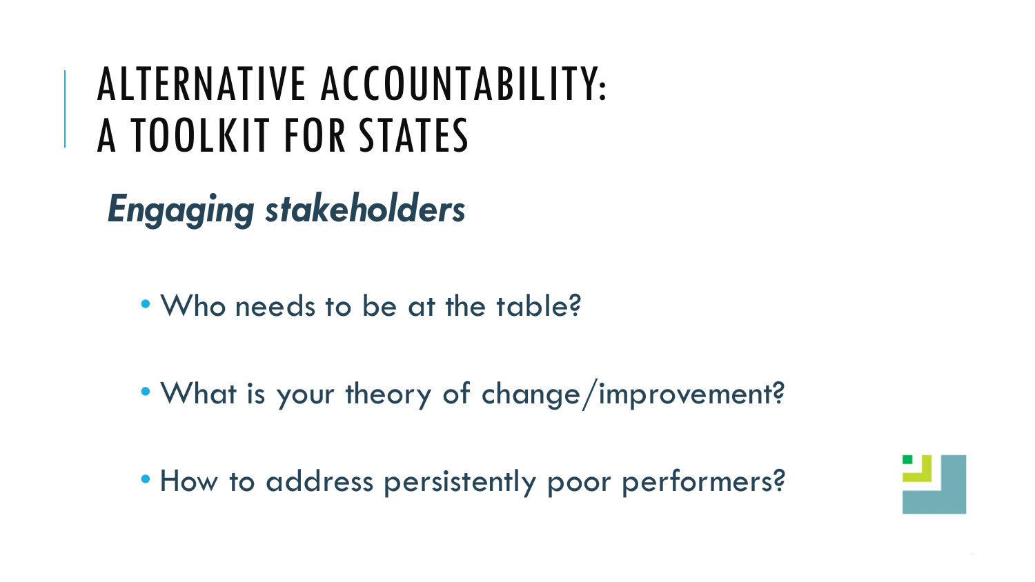# ALTERNATIVE ACCOUNTABILITY: A TOOLKIT FOR STATES

## *Engaging stakeholders*

- Who needs to be at the table?
- What is your theory of change/improvement?
- How to address persistently poor performers?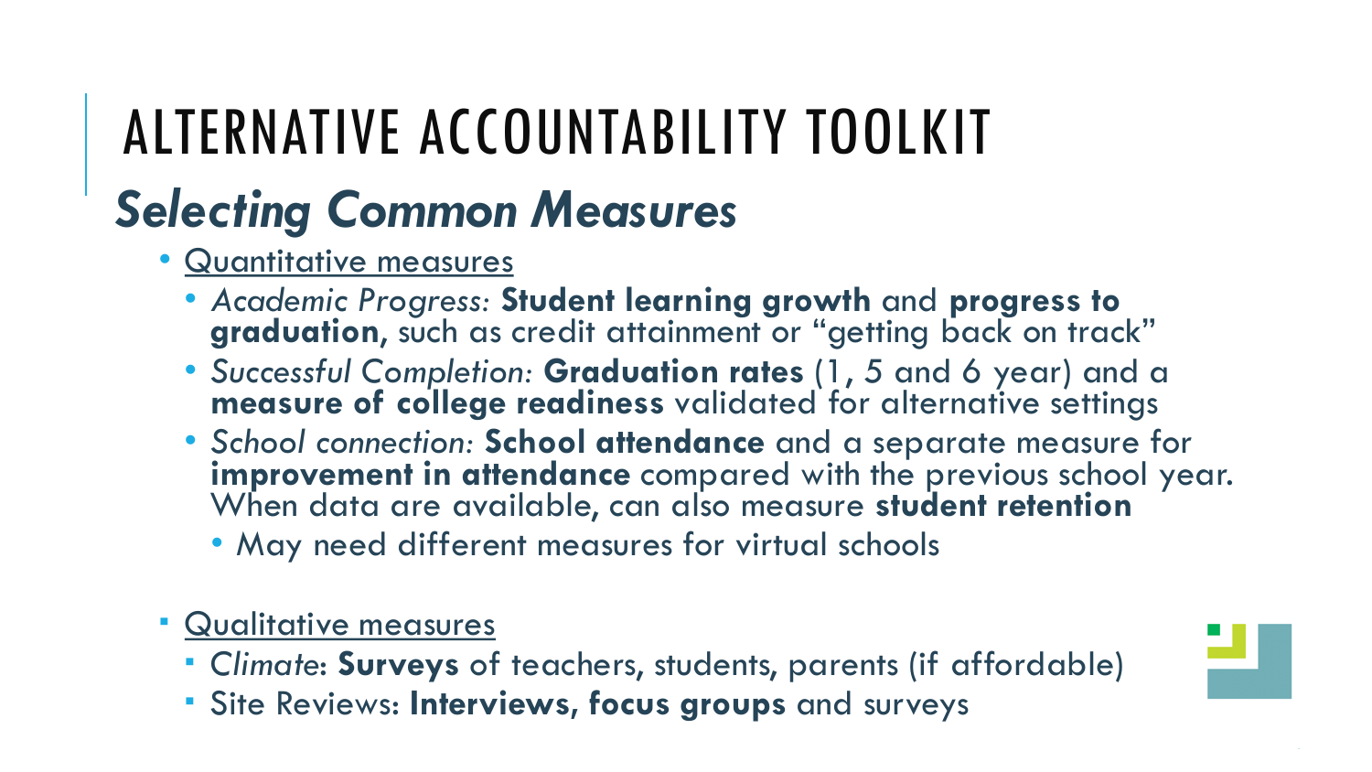# ALTERNATIVE ACCOUNTABILITY TOOLKIT

## *Selecting Common Measures*

- Quantitative measures
  - *Academic Progress:* **Student learning growth** and **progress to graduation**, such as credit attainment or "getting back on track"
  - *Successful Completion:* **Graduation rates** (1, 5 and 6 year) and a **measure of college readiness** validated for alternative settings
  - *School connection:* **School attendance** and a separate measure for **improvement in attendance** compared with the previous school year. When data are available, can also measure **student retention**
    - May need different measures for virtual schools

- Qualitative measures
  - *Climate*: **Surveys** of teachers, students, parents (if affordable)
  - Site Reviews: **Interviews, focus groups** and surveys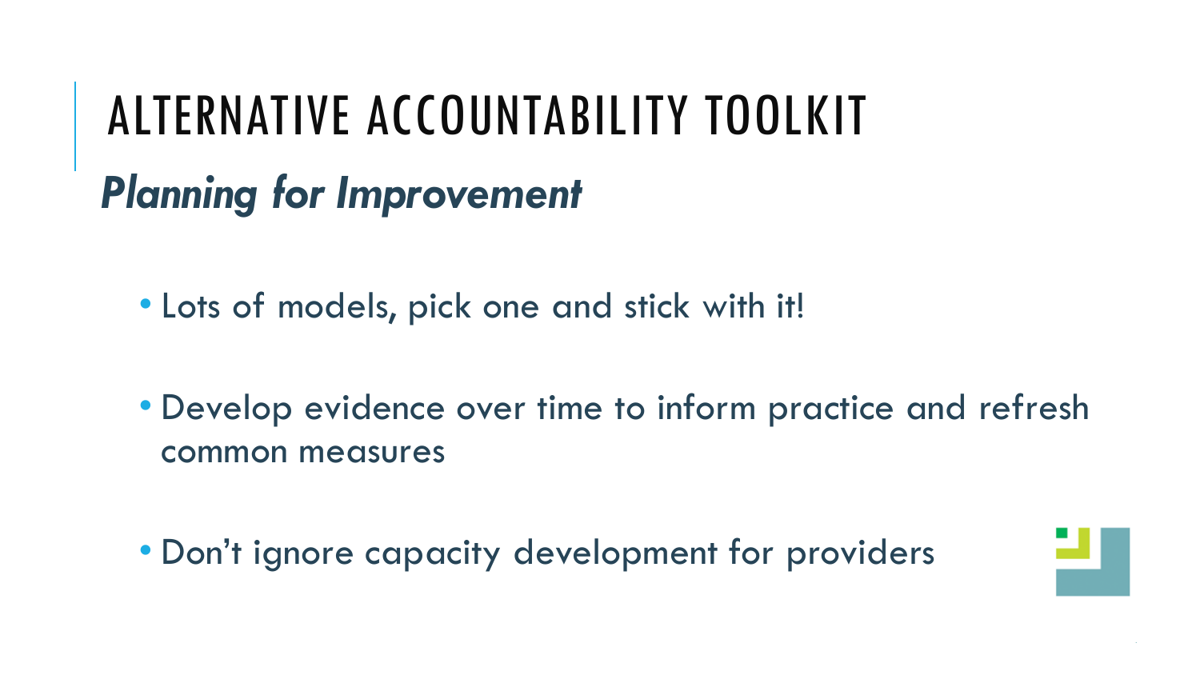# ALTERNATIVE ACCOUNTABILITY TOOLKIT

## *Planning for Improvement*

- Lots of models, pick one and stick with it!
- Develop evidence over time to inform practice and refresh common measures
- Don't ignore capacity development for providers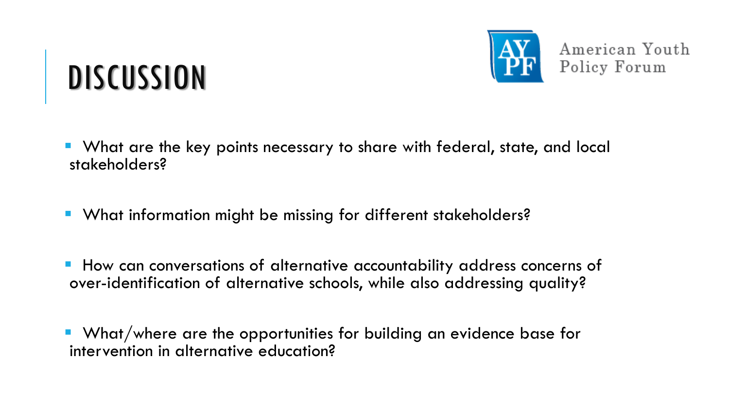# DISCUSSION

American Youth Policy Forum

- What are the key points necessary to share with federal, state, and local stakeholders?
- What information might be missing for different stakeholders?
- How can conversations of alternative accountability address concerns of over-identification of alternative schools, while also addressing quality?
- What/where are the opportunities for building an evidence base for intervention in alternative education?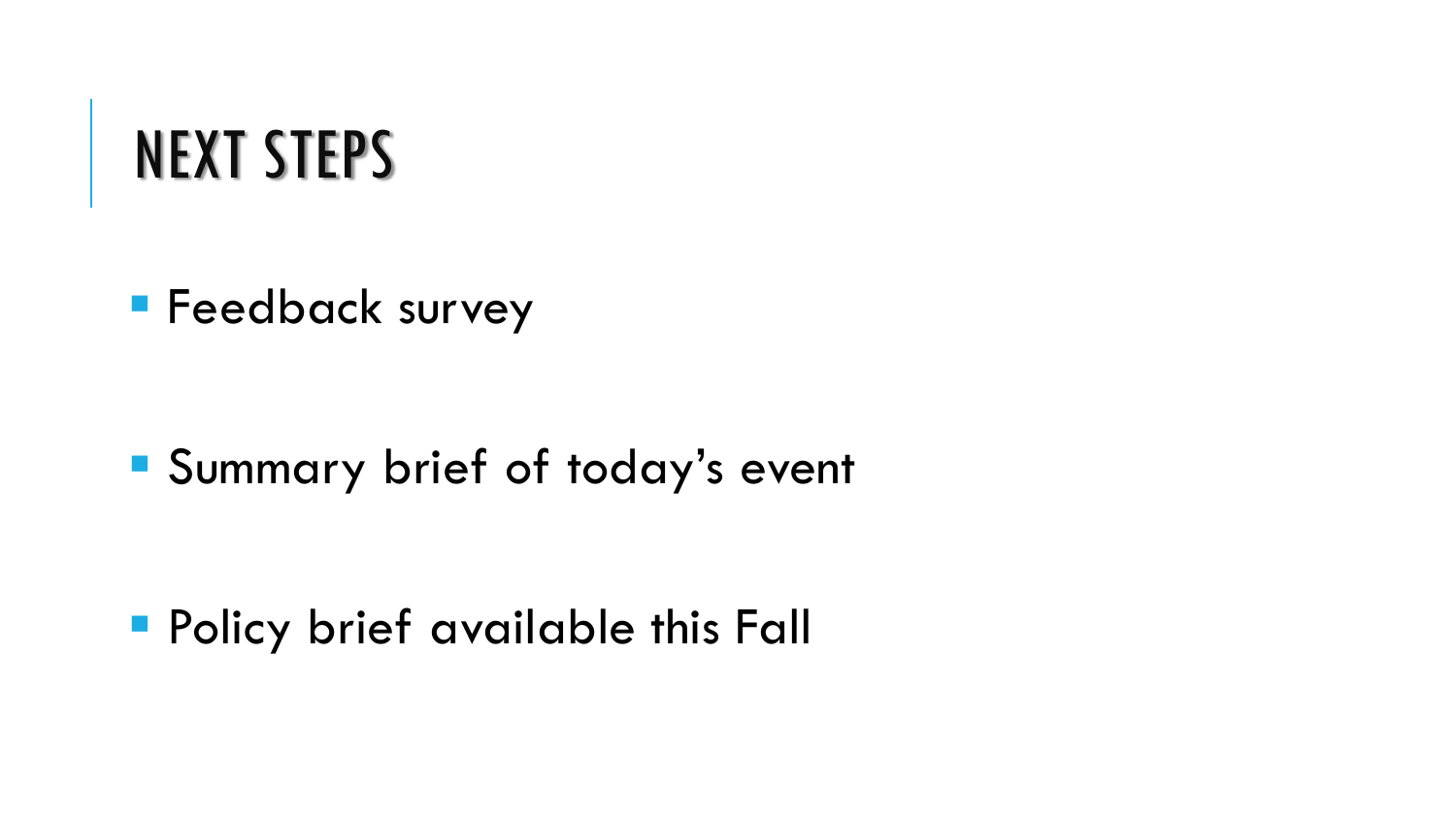# NEXT STEPS

- Feedback survey
- Summary brief of today's event
- Policy brief available this Fall